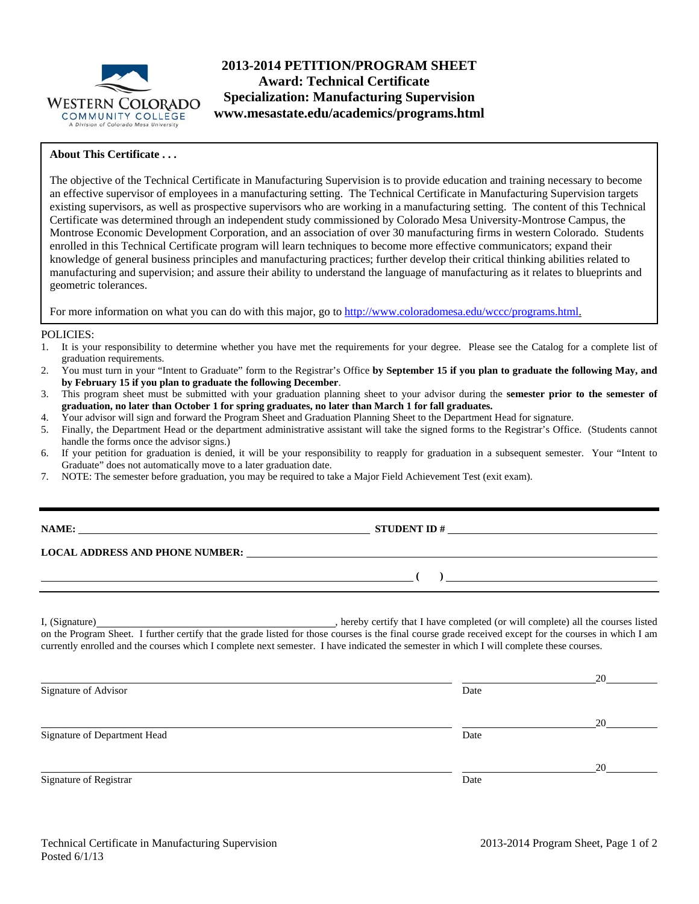# 2013-2014 PETITION/PROGRAM SHEET

## Award: Technical Certificate

## Specialization: Manufacturing Supervision

## www.mesastate.edu/academics/programs.html

WESTERN COLORADO COMMUNITY COLLEGE
A Division of Colorado Mesa University

**About This Certificate . . .**

The objective of the Technical Certificate in Manufacturing Supervision is to provide education and training necessary to become an effective supervisor of employees in a manufacturing setting. The Technical Certificate in Manufacturing Supervision targets existing supervisors, as well as prospective supervisors who are working in a manufacturing setting. The content of this Technical Certificate was determined through an independent study commissioned by Colorado Mesa University-Montrose Campus, the Montrose Economic Development Corporation, and an association of over 30 manufacturing firms in western Colorado. Students enrolled in this Technical Certificate program will learn techniques to become more effective communicators; expand their knowledge of general business principles and manufacturing practices; further develop their critical thinking abilities related to manufacturing and supervision; and assure their ability to understand the language of manufacturing as it relates to blueprints and geometric tolerances.

For more information on what you can do with this major, go to http://www.coloradomesa.edu/wccc/programs.html.

POLICIES:

1. It is your responsibility to determine whether you have met the requirements for your degree. Please see the Catalog for a complete list of graduation requirements.
2. You must turn in your "Intent to Graduate" form to the Registrar's Office **by September 15 if you plan to graduate the following May, and by February 15 if you plan to graduate the following December**.
3. This program sheet must be submitted with your graduation planning sheet to your advisor during the **semester prior to the semester of graduation, no later than October 1 for spring graduates, no later than March 1 for fall graduates.**
4. Your advisor will sign and forward the Program Sheet and Graduation Planning Sheet to the Department Head for signature.
5. Finally, the Department Head or the department administrative assistant will take the signed forms to the Registrar's Office. (Students cannot handle the forms once the advisor signs.)
6. If your petition for graduation is denied, it will be your responsibility to reapply for graduation in a subsequent semester. Your "Intent to Graduate" does not automatically move to a later graduation date.
7. NOTE: The semester before graduation, you may be required to take a Major Field Achievement Test (exit exam).

**NAME:** ______________________ **STUDENT ID #** ______________________

**LOCAL ADDRESS AND PHONE NUMBER:** ______________________

______________________ **( )** ______________________

I, (Signature)______________________, hereby certify that I have completed (or will complete) all the courses listed on the Program Sheet. I further certify that the grade listed for those courses is the final course grade received except for the courses in which I am currently enrolled and the courses which I complete next semester. I have indicated the semester in which I will complete these courses.

______________________ ______________20______
Signature of Advisor Date

______________________ ______________20______
Signature of Department Head Date

______________________ ______________20______
Signature of Registrar Date

Technical Certificate in Manufacturing Supervision
Posted 6/1/13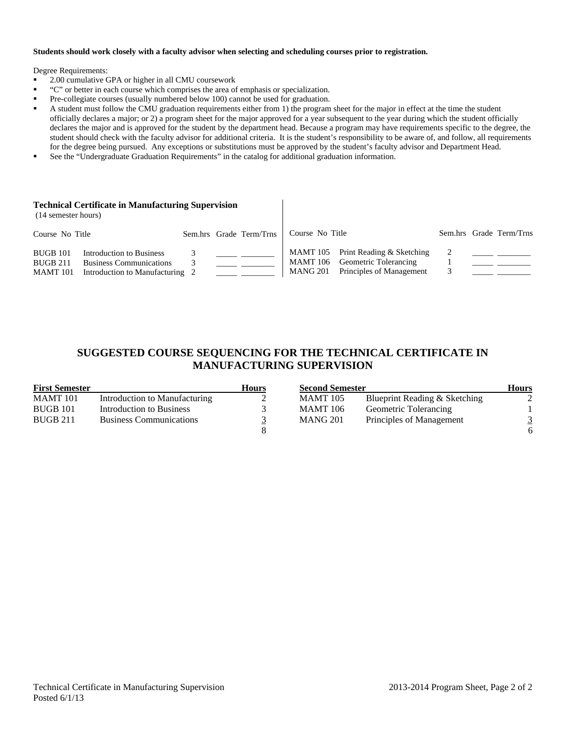**Students should work closely with a faculty advisor when selecting and scheduling courses prior to registration.**

Degree Requirements:

- 2.00 cumulative GPA or higher in all CMU coursework
- "C" or better in each course which comprises the area of emphasis or specialization.
- Pre-collegiate courses (usually numbered below 100) cannot be used for graduation.
- A student must follow the CMU graduation requirements either from 1) the program sheet for the major in effect at the time the student officially declares a major; or 2) a program sheet for the major approved for a year subsequent to the year during which the student officially declares the major and is approved for the student by the department head. Because a program may have requirements specific to the degree, the student should check with the faculty advisor for additional criteria. It is the student's responsibility to be aware of, and follow, all requirements for the degree being pursued. Any exceptions or substitutions must be approved by the student's faculty advisor and Department Head.
- See the "Undergraduate Graduation Requirements" in the catalog for additional graduation information.

**Technical Certificate in Manufacturing Supervision**
(14 semester hours)

| Course No | Title | Sem.hrs | Grade | Term/Trns |
|---|---|---|---|---|
| BUGB 101 | Introduction to Business | 3 | _____ | ________ |
| BUGB 211 | Business Communications | 3 | _____ | ________ |
| MAMT 101 | Introduction to Manufacturing | 2 | _____ | ________ |
| MAMT 105 | Print Reading & Sketching | 2 | _____ | ________ |
| MAMT 106 | Geometric Tolerancing | 1 | _____ | ________ |
| MANG 201 | Principles of Management | 3 | _____ | ________ |

## SUGGESTED COURSE SEQUENCING FOR THE TECHNICAL CERTIFICATE IN MANUFACTURING SUPERVISION

| First Semester | | Hours |
|---|---|---|
| MAMT 101 | Introduction to Manufacturing | 2 |
| BUGB 101 | Introduction to Business | 3 |
| BUGB 211 | Business Communications | 3 |
| | | 8 |

| Second Semester | | Hours |
|---|---|---|
| MAMT 105 | Blueprint Reading & Sketching | 2 |
| MAMT 106 | Geometric Tolerancing | 1 |
| MANG 201 | Principles of Management | 3 |
| | | 6 |

Posted 6/1/13